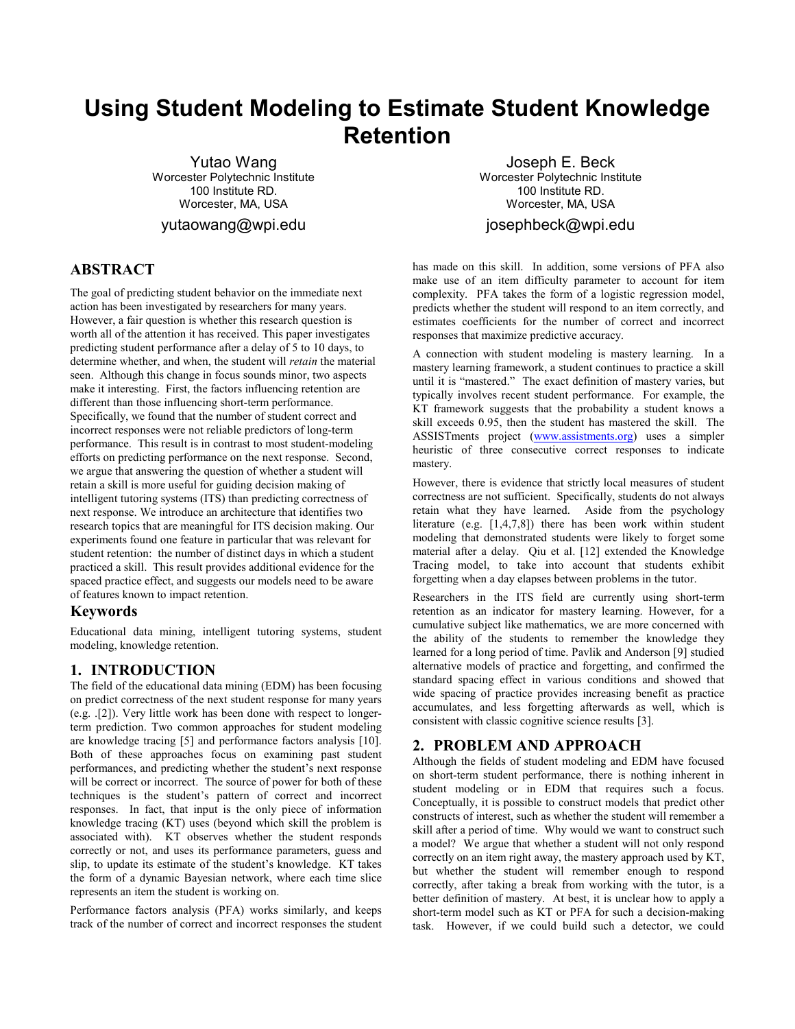# Using Student Modeling to Estimate Student Knowledge Retention

Yutao Wang
Worcester Polytechnic Institute
100 Institute RD.
Worcester, MA, USA
yutaowang@wpi.edu

Joseph E. Beck
Worcester Polytechnic Institute
100 Institute RD.
Worcester, MA, USA
josephbeck@wpi.edu

## ABSTRACT

The goal of predicting student behavior on the immediate next action has been investigated by researchers for many years. However, a fair question is whether this research question is worth all of the attention it has received. This paper investigates predicting student performance after a delay of 5 to 10 days, to determine whether, and when, the student will *retain* the material seen. Although this change in focus sounds minor, two aspects make it interesting. First, the factors influencing retention are different than those influencing short-term performance. Specifically, we found that the number of student correct and incorrect responses were not reliable predictors of long-term performance. This result is in contrast to most student-modeling efforts on predicting performance on the next response. Second, we argue that answering the question of whether a student will retain a skill is more useful for guiding decision making of intelligent tutoring systems (ITS) than predicting correctness of next response. We introduce an architecture that identifies two research topics that are meaningful for ITS decision making. Our experiments found one feature in particular that was relevant for student retention: the number of distinct days in which a student practiced a skill. This result provides additional evidence for the spaced practice effect, and suggests our models need to be aware of features known to impact retention.

### Keywords

Educational data mining, intelligent tutoring systems, student modeling, knowledge retention.

## 1. INTRODUCTION

The field of the educational data mining (EDM) has been focusing on predict correctness of the next student response for many years (e.g. .[2]). Very little work has been done with respect to longer-term prediction. Two common approaches for student modeling are knowledge tracing [5] and performance factors analysis [10]. Both of these approaches focus on examining past student performances, and predicting whether the student's next response will be correct or incorrect. The source of power for both of these techniques is the student's pattern of correct and incorrect responses. In fact, that input is the only piece of information knowledge tracing (KT) uses (beyond which skill the problem is associated with). KT observes whether the student responds correctly or not, and uses its performance parameters, guess and slip, to update its estimate of the student's knowledge. KT takes the form of a dynamic Bayesian network, where each time slice represents an item the student is working on.

Performance factors analysis (PFA) works similarly, and keeps track of the number of correct and incorrect responses the student has made on this skill. In addition, some versions of PFA also make use of an item difficulty parameter to account for item complexity. PFA takes the form of a logistic regression model, predicts whether the student will respond to an item correctly, and estimates coefficients for the number of correct and incorrect responses that maximize predictive accuracy.

A connection with student modeling is mastery learning. In a mastery learning framework, a student continues to practice a skill until it is "mastered." The exact definition of mastery varies, but typically involves recent student performance. For example, the KT framework suggests that the probability a student knows a skill exceeds 0.95, then the student has mastered the skill. The ASSISTments project (www.assistments.org) uses a simpler heuristic of three consecutive correct responses to indicate mastery.

However, there is evidence that strictly local measures of student correctness are not sufficient. Specifically, students do not always retain what they have learned. Aside from the psychology literature (e.g. [1,4,7,8]) there has been work within student modeling that demonstrated students were likely to forget some material after a delay. Qiu et al. [12] extended the Knowledge Tracing model, to take into account that students exhibit forgetting when a day elapses between problems in the tutor.

Researchers in the ITS field are currently using short-term retention as an indicator for mastery learning. However, for a cumulative subject like mathematics, we are more concerned with the ability of the students to remember the knowledge they learned for a long period of time. Pavlik and Anderson [9] studied alternative models of practice and forgetting, and confirmed the standard spacing effect in various conditions and showed that wide spacing of practice provides increasing benefit as practice accumulates, and less forgetting afterwards as well, which is consistent with classic cognitive science results [3].

## 2. PROBLEM AND APPROACH

Although the fields of student modeling and EDM have focused on short-term student performance, there is nothing inherent in student modeling or in EDM that requires such a focus. Conceptually, it is possible to construct models that predict other constructs of interest, such as whether the student will remember a skill after a period of time. Why would we want to construct such a model? We argue that whether a student will not only respond correctly on an item right away, the mastery approach used by KT, but whether the student will remember enough to respond correctly, after taking a break from working with the tutor, is a better definition of mastery. At best, it is unclear how to apply a short-term model such as KT or PFA for such a decision-making task. However, if we could build such a detector, we could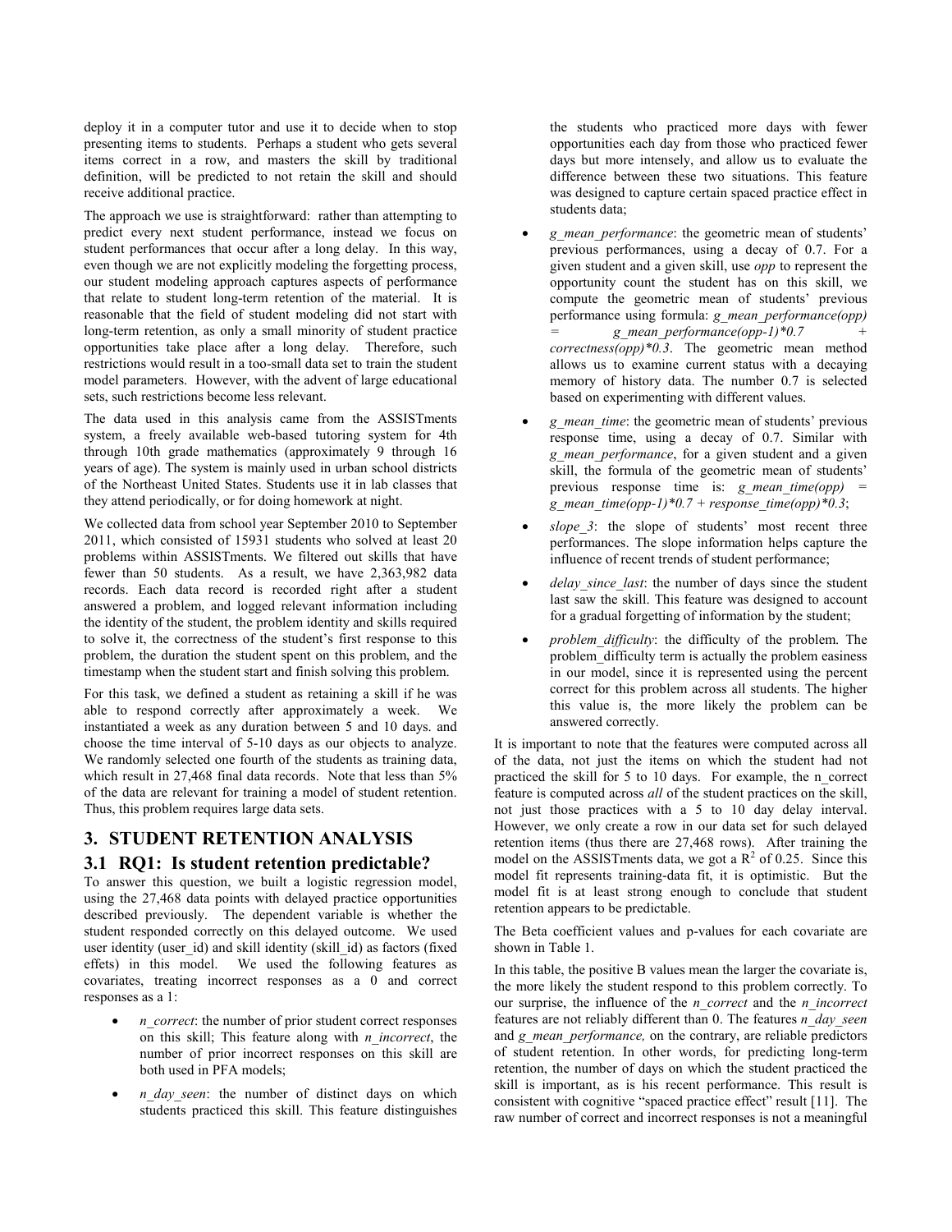deploy it in a computer tutor and use it to decide when to stop presenting items to students. Perhaps a student who gets several items correct in a row, and masters the skill by traditional definition, will be predicted to not retain the skill and should receive additional practice.

The approach we use is straightforward: rather than attempting to predict every next student performance, instead we focus on student performances that occur after a long delay. In this way, even though we are not explicitly modeling the forgetting process, our student modeling approach captures aspects of performance that relate to student long-term retention of the material. It is reasonable that the field of student modeling did not start with long-term retention, as only a small minority of student practice opportunities take place after a long delay. Therefore, such restrictions would result in a too-small data set to train the student model parameters. However, with the advent of large educational sets, such restrictions become less relevant.

The data used in this analysis came from the ASSISTments system, a freely available web-based tutoring system for 4th through 10th grade mathematics (approximately 9 through 16 years of age). The system is mainly used in urban school districts of the Northeast United States. Students use it in lab classes that they attend periodically, or for doing homework at night.

We collected data from school year September 2010 to September 2011, which consisted of 15931 students who solved at least 20 problems within ASSISTments. We filtered out skills that have fewer than 50 students. As a result, we have 2,363,982 data records. Each data record is recorded right after a student answered a problem, and logged relevant information including the identity of the student, the problem identity and skills required to solve it, the correctness of the student's first response to this problem, the duration the student spent on this problem, and the timestamp when the student start and finish solving this problem.

For this task, we defined a student as retaining a skill if he was able to respond correctly after approximately a week. We instantiated a week as any duration between 5 and 10 days. and choose the time interval of 5-10 days as our objects to analyze. We randomly selected one fourth of the students as training data, which result in 27,468 final data records. Note that less than 5% of the data are relevant for training a model of student retention. Thus, this problem requires large data sets.

## 3. STUDENT RETENTION ANALYSIS

### 3.1 RQ1: Is student retention predictable?

To answer this question, we built a logistic regression model, using the 27,468 data points with delayed practice opportunities described previously. The dependent variable is whether the student responded correctly on this delayed outcome. We used user identity (user_id) and skill identity (skill_id) as factors (fixed effets) in this model. We used the following features as covariates, treating incorrect responses as a 0 and correct responses as a 1:

- *n_correct*: the number of prior student correct responses on this skill; This feature along with *n_incorrect*, the number of prior incorrect responses on this skill are both used in PFA models;
- *n_day_seen*: the number of distinct days on which students practiced this skill. This feature distinguishes the students who practiced more days with fewer opportunities each day from those who practiced fewer days but more intensely, and allow us to evaluate the difference between these two situations. This feature was designed to capture certain spaced practice effect in students data;
- *g_mean_performance*: the geometric mean of students' previous performances, using a decay of 0.7. For a given student and a given skill, use *opp* to represent the opportunity count the student has on this skill, we compute the geometric mean of students' previous performance using formula: *g_mean_performance(opp) = g_mean_performance(opp-1)\*0.7 + correctness(opp)\*0.3*. The geometric mean method allows us to examine current status with a decaying memory of history data. The number 0.7 is selected based on experimenting with different values.
- *g_mean_time*: the geometric mean of students' previous response time, using a decay of 0.7. Similar with *g_mean_performance*, for a given student and a given skill, the formula of the geometric mean of students' previous response time is: *g_mean_time(opp) = g_mean_time(opp-1)\*0.7 + response_time(opp)\*0.3*;
- *slope_3*: the slope of students' most recent three performances. The slope information helps capture the influence of recent trends of student performance;
- *delay_since_last*: the number of days since the student last saw the skill. This feature was designed to account for a gradual forgetting of information by the student;
- *problem_difficulty*: the difficulty of the problem. The problem_difficulty term is actually the problem easiness in our model, since it is represented using the percent correct for this problem across all students. The higher this value is, the more likely the problem can be answered correctly.

It is important to note that the features were computed across all of the data, not just the items on which the student had not practiced the skill for 5 to 10 days. For example, the n_correct feature is computed across *all* of the student practices on the skill, not just those practices with a 5 to 10 day delay interval. However, we only create a row in our data set for such delayed retention items (thus there are 27,468 rows). After training the model on the ASSISTments data, we got a $R^2$ of 0.25. Since this model fit represents training-data fit, it is optimistic. But the model fit is at least strong enough to conclude that student retention appears to be predictable.

The Beta coefficient values and p-values for each covariate are shown in Table 1.

In this table, the positive B values mean the larger the covariate is, the more likely the student respond to this problem correctly. To our surprise, the influence of the *n_correct* and the *n_incorrect* features are not reliably different than 0. The features *n_day_seen* and *g_mean_performance,* on the contrary, are reliable predictors of student retention. In other words, for predicting long-term retention, the number of days on which the student practiced the skill is important, as is his recent performance. This result is consistent with cognitive "spaced practice effect" result [11]. The raw number of correct and incorrect responses is not a meaningful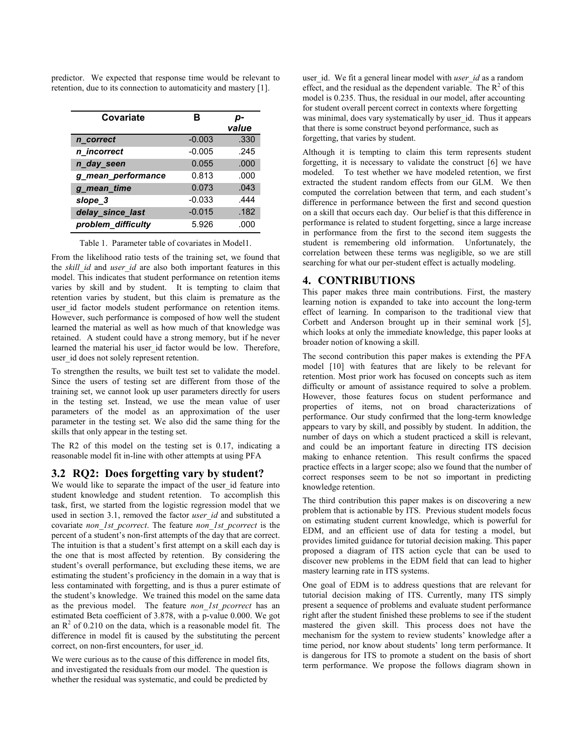predictor. We expected that response time would be relevant to retention, due to its connection to automaticity and mastery [1].

| Covariate | B | p-value |
|---|---|---|
| *n_correct* | -0.003 | .330 |
| *n_incorrect* | -0.005 | .245 |
| *n_day_seen* | 0.055 | .000 |
| *g_mean_performance* | 0.813 | .000 |
| *g_mean_time* | 0.073 | .043 |
| *slope_3* | -0.033 | .444 |
| *delay_since_last* | -0.015 | .182 |
| *problem_difficulty* | 5.926 | .000 |

Table 1. Parameter table of covariates in Model1.

From the likelihood ratio tests of the training set, we found that the *skill_id* and *user_id* are also both important features in this model. This indicates that student performance on retention items varies by skill and by student. It is tempting to claim that retention varies by student, but this claim is premature as the user_id factor models student performance on retention items. However, such performance is composed of how well the student learned the material as well as how much of that knowledge was retained. A student could have a strong memory, but if he never learned the material his user_id factor would be low. Therefore, user_id does not solely represent retention.

To strengthen the results, we built test set to validate the model. Since the users of testing set are different from those of the training set, we cannot look up user parameters directly for users in the testing set. Instead, we use the mean value of user parameters of the model as an approximation of the user parameter in the testing set. We also did the same thing for the skills that only appear in the testing set.

The R2 of this model on the testing set is 0.17, indicating a reasonable model fit in-line with other attempts at using PFA

## 3.2 RQ2: Does forgetting vary by student?

We would like to separate the impact of the user_id feature into student knowledge and student retention. To accomplish this task, first, we started from the logistic regression model that we used in section 3.1, removed the factor *user_id* and substituted a covariate *non_1st_pcorrect*. The feature *non_1st_pcorrect* is the percent of a student's non-first attempts of the day that are correct. The intuition is that a student's first attempt on a skill each day is the one that is most affected by retention. By considering the student's overall performance, but excluding these items, we are estimating the student's proficiency in the domain in a way that is less contaminated with forgetting, and is thus a purer estimate of the student's knowledge. We trained this model on the same data as the previous model. The feature *non_1st_pcorrect* has an estimated Beta coefficient of 3.878, with a p-value 0.000. We got an $R^2$ of 0.210 on the data, which is a reasonable model fit. The difference in model fit is caused by the substituting the percent correct, on non-first encounters, for user_id.

We were curious as to the cause of this difference in model fits, and investigated the residuals from our model. The question is whether the residual was systematic, and could be predicted by user_id. We fit a general linear model with *user_id* as a random effect, and the residual as the dependent variable. The $R^2$ of this model is 0.235. Thus, the residual in our model, after accounting for student overall percent correct in contexts where forgetting was minimal, does vary systematically by user_id. Thus it appears that there is some construct beyond performance, such as forgetting, that varies by student.

Although it is tempting to claim this term represents student forgetting, it is necessary to validate the construct [6] we have modeled. To test whether we have modeled retention, we first extracted the student random effects from our GLM. We then computed the correlation between that term, and each student's difference in performance between the first and second question on a skill that occurs each day. Our belief is that this difference in performance is related to student forgetting, since a large increase in performance from the first to the second item suggests the student is remembering old information. Unfortunately, the correlation between these terms was negligible, so we are still searching for what our per-student effect is actually modeling.

# 4. CONTRIBUTIONS

This paper makes three main contributions. First, the mastery learning notion is expanded to take into account the long-term effect of learning. In comparison to the traditional view that Corbett and Anderson brought up in their seminal work [5], which looks at only the immediate knowledge, this paper looks at broader notion of knowing a skill.

The second contribution this paper makes is extending the PFA model [10] with features that are likely to be relevant for retention. Most prior work has focused on concepts such as item difficulty or amount of assistance required to solve a problem. However, those features focus on student performance and properties of items, not on broad characterizations of performance. Our study confirmed that the long-term knowledge appears to vary by skill, and possibly by student. In addition, the number of days on which a student practiced a skill is relevant, and could be an important feature in directing ITS decision making to enhance retention. This result confirms the spaced practice effects in a larger scope; also we found that the number of correct responses seem to be not so important in predicting knowledge retention.

The third contribution this paper makes is on discovering a new problem that is actionable by ITS. Previous student models focus on estimating student current knowledge, which is powerful for EDM, and an efficient use of data for testing a model, but provides limited guidance for tutorial decision making. This paper proposed a diagram of ITS action cycle that can be used to discover new problems in the EDM field that can lead to higher mastery learning rate in ITS systems.

One goal of EDM is to address questions that are relevant for tutorial decision making of ITS. Currently, many ITS simply present a sequence of problems and evaluate student performance right after the student finished these problems to see if the student mastered the given skill. This process does not have the mechanism for the system to review students' knowledge after a time period, nor know about students' long term performance. It is dangerous for ITS to promote a student on the basis of short term performance. We propose the follows diagram shown in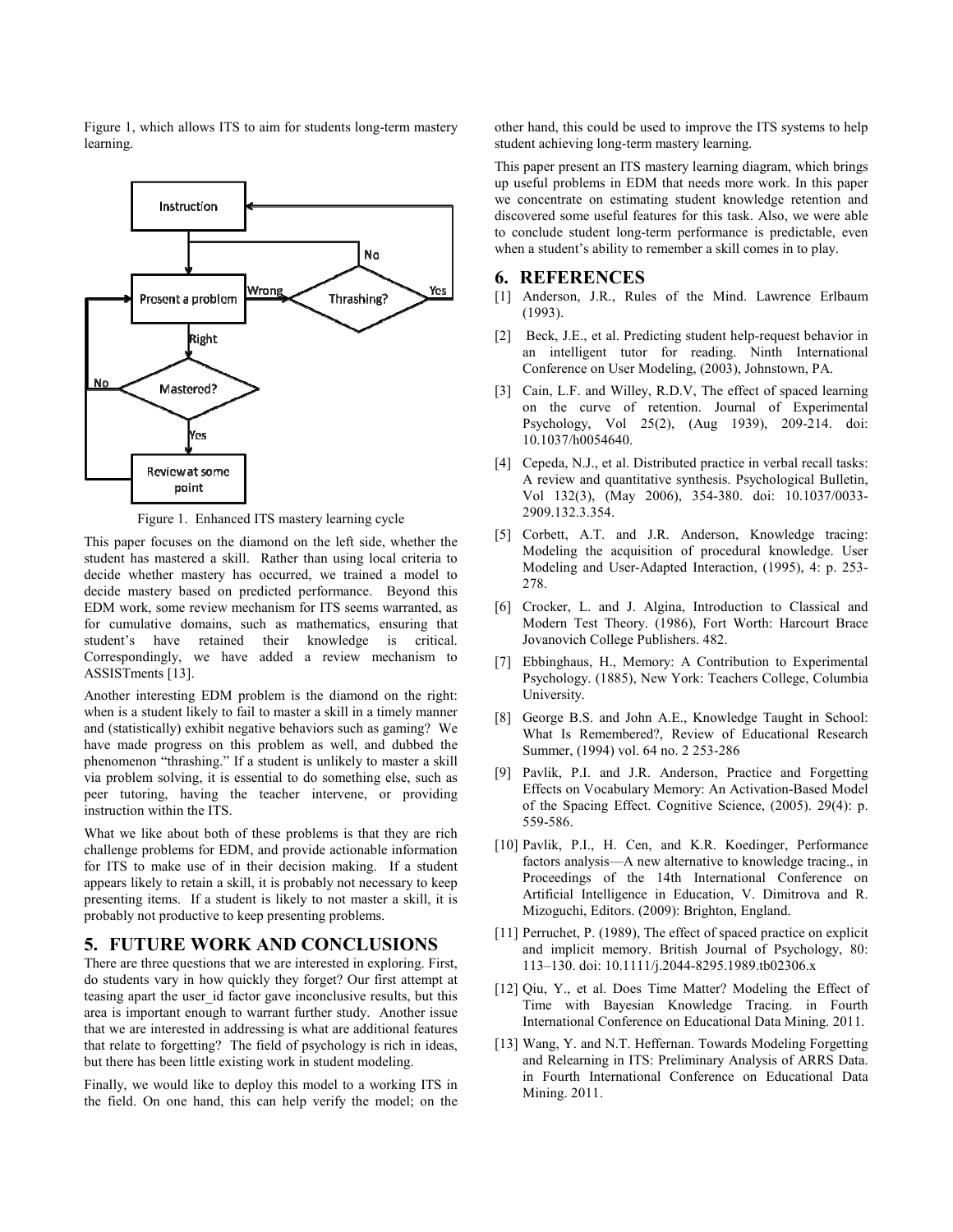Figure 1, which allows ITS to aim for students long-term mastery learning.

Instruction

No

Present a problem

Wrong

Thrashing?

Yes

Right

No

Mastered?

Yes

Review at some point

Figure 1. Enhanced ITS mastery learning cycle

This paper focuses on the diamond on the left side, whether the student has mastered a skill. Rather than using local criteria to decide whether mastery has occurred, we trained a model to decide mastery based on predicted performance. Beyond this EDM work, some review mechanism for ITS seems warranted, as for cumulative domains, such as mathematics, ensuring that student's have retained their knowledge is critical. Correspondingly, we have added a review mechanism to ASSISTments [13].

Another interesting EDM problem is the diamond on the right: when is a student likely to fail to master a skill in a timely manner and (statistically) exhibit negative behaviors such as gaming? We have made progress on this problem as well, and dubbed the phenomenon "thrashing." If a student is unlikely to master a skill via problem solving, it is essential to do something else, such as peer tutoring, having the teacher intervene, or providing instruction within the ITS.

What we like about both of these problems is that they are rich challenge problems for EDM, and provide actionable information for ITS to make use of in their decision making. If a student appears likely to retain a skill, it is probably not necessary to keep presenting items. If a student is likely to not master a skill, it is probably not productive to keep presenting problems.

## 5. FUTURE WORK AND CONCLUSIONS

There are three questions that we are interested in exploring. First, do students vary in how quickly they forget? Our first attempt at teasing apart the user_id factor gave inconclusive results, but this area is important enough to warrant further study. Another issue that we are interested in addressing is what are additional features that relate to forgetting? The field of psychology is rich in ideas, but there has been little existing work in student modeling.

Finally, we would like to deploy this model to a working ITS in the field. On one hand, this can help verify the model; on the other hand, this could be used to improve the ITS systems to help student achieving long-term mastery learning.

This paper present an ITS mastery learning diagram, which brings up useful problems in EDM that needs more work. In this paper we concentrate on estimating student knowledge retention and discovered some useful features for this task. Also, we were able to conclude student long-term performance is predictable, even when a student's ability to remember a skill comes in to play.

## 6. REFERENCES

[1] Anderson, J.R., Rules of the Mind. Lawrence Erlbaum (1993).

[2] Beck, J.E., et al. Predicting student help-request behavior in an intelligent tutor for reading. Ninth International Conference on User Modeling, (2003), Johnstown, PA.

[3] Cain, L.F. and Willey, R.D.V, The effect of spaced learning on the curve of retention. Journal of Experimental Psychology, Vol 25(2), (Aug 1939), 209-214. doi: 10.1037/h0054640.

[4] Cepeda, N.J., et al. Distributed practice in verbal recall tasks: A review and quantitative synthesis. Psychological Bulletin, Vol 132(3), (May 2006), 354-380. doi: 10.1037/0033-2909.132.3.354.

[5] Corbett, A.T. and J.R. Anderson, Knowledge tracing: Modeling the acquisition of procedural knowledge. User Modeling and User-Adapted Interaction, (1995), 4: p. 253-278.

[6] Crocker, L. and J. Algina, Introduction to Classical and Modern Test Theory. (1986), Fort Worth: Harcourt Brace Jovanovich College Publishers. 482.

[7] Ebbinghaus, H., Memory: A Contribution to Experimental Psychology. (1885), New York: Teachers College, Columbia University.

[8] George B.S. and John A.E., Knowledge Taught in School: What Is Remembered?, Review of Educational Research Summer, (1994) vol. 64 no. 2 253-286

[9] Pavlik, P.I. and J.R. Anderson, Practice and Forgetting Effects on Vocabulary Memory: An Activation-Based Model of the Spacing Effect. Cognitive Science, (2005). 29(4): p. 559-586.

[10] Pavlik, P.I., H. Cen, and K.R. Koedinger, Performance factors analysis—A new alternative to knowledge tracing., in Proceedings of the 14th International Conference on Artificial Intelligence in Education, V. Dimitrova and R. Mizoguchi, Editors. (2009): Brighton, England.

[11] Perruchet, P. (1989), The effect of spaced practice on explicit and implicit memory. British Journal of Psychology, 80: 113–130. doi: 10.1111/j.2044-8295.1989.tb02306.x

[12] Qiu, Y., et al. Does Time Matter? Modeling the Effect of Time with Bayesian Knowledge Tracing. in Fourth International Conference on Educational Data Mining. 2011.

[13] Wang, Y. and N.T. Heffernan. Towards Modeling Forgetting and Relearning in ITS: Preliminary Analysis of ARRS Data. in Fourth International Conference on Educational Data Mining. 2011.